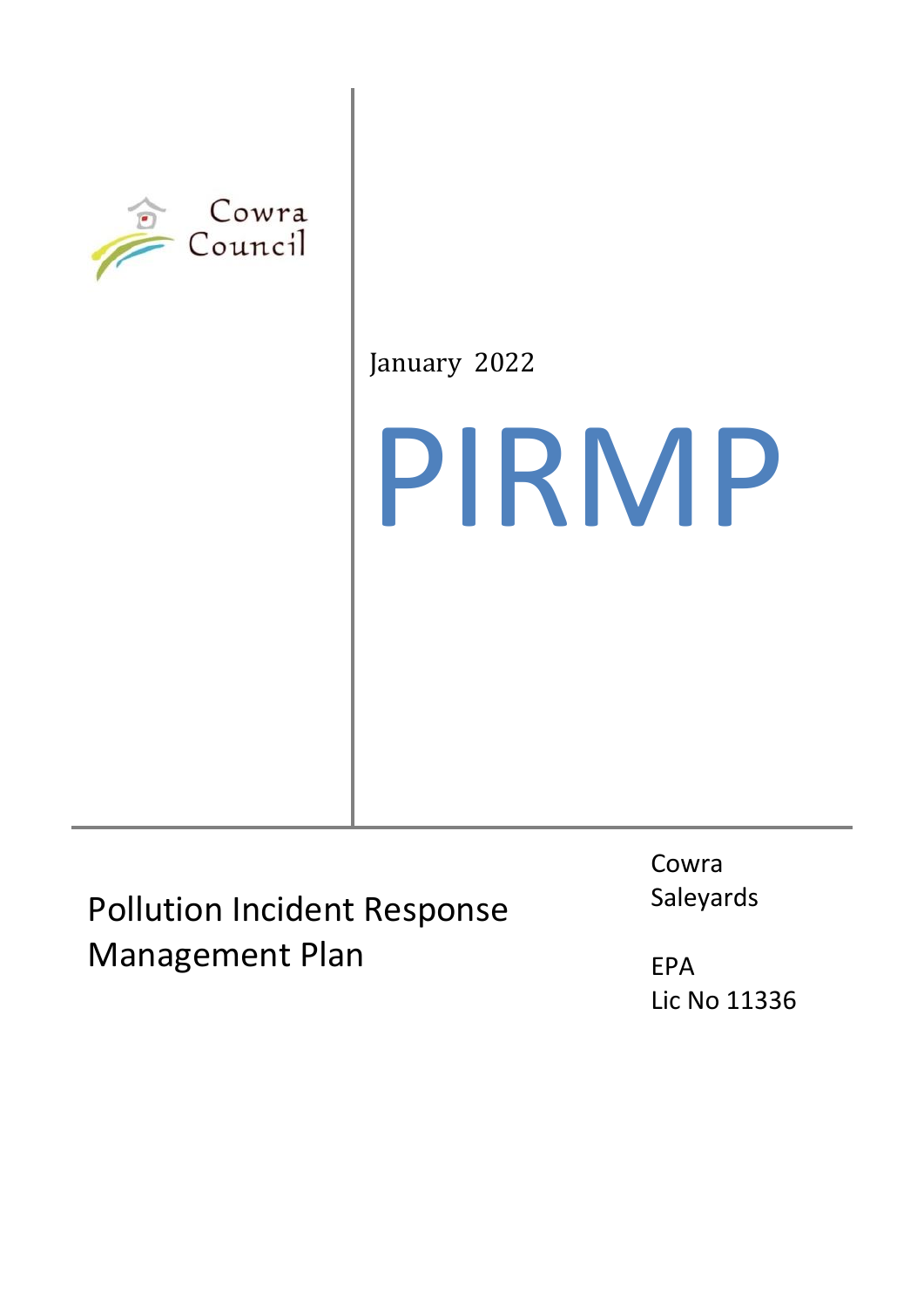Cowra Council

January 2022

# PIRMP

## Pollution Incident Response Management Plan

Cowra Saleyards

EPA Lic No 11336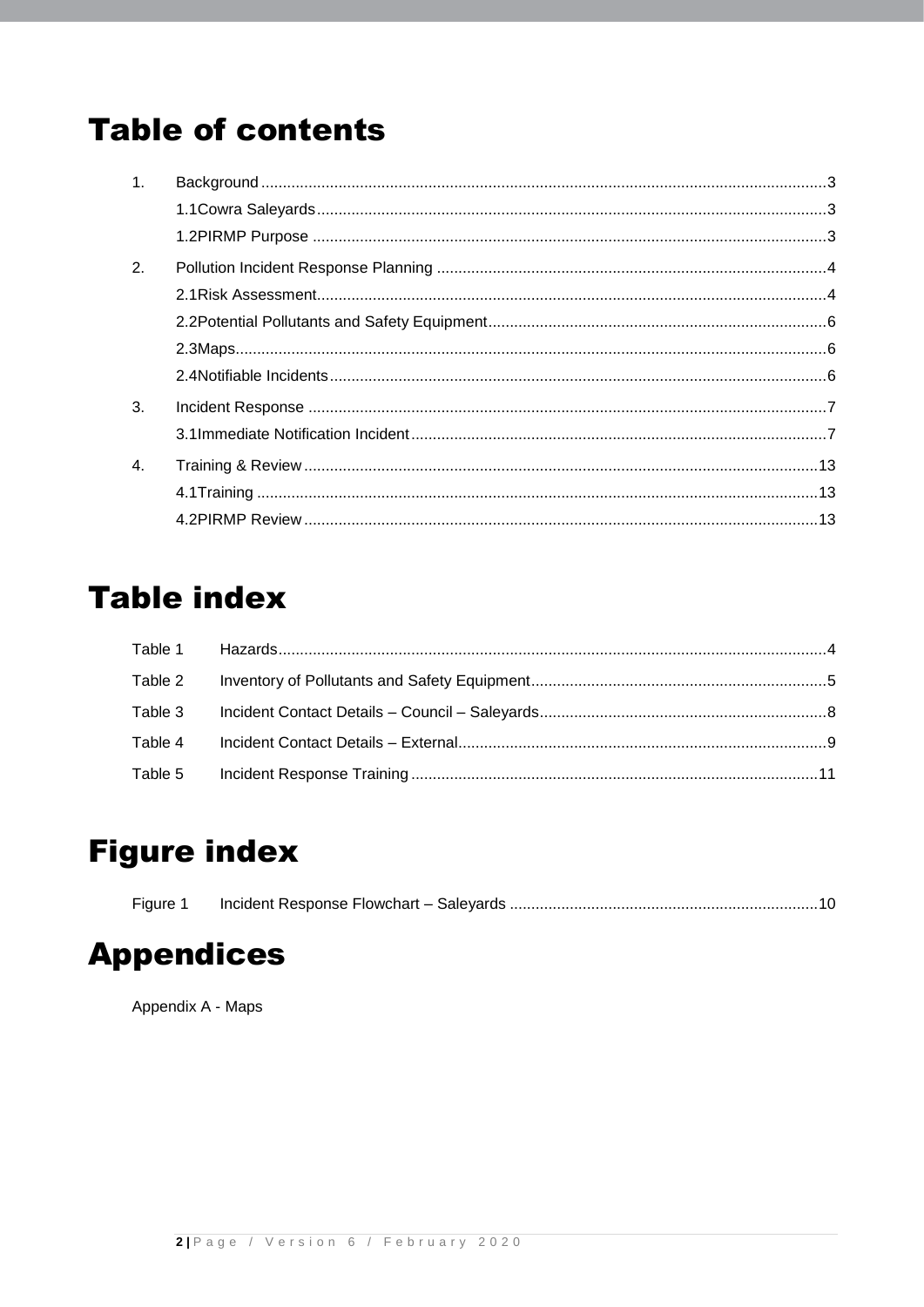# Table of contents

1. Background .....3
   - 1.1 Cowra Saleyards .....3
   - 1.2 PIRMP Purpose .....3
2. Pollution Incident Response Planning .....4
   - 2.1 Risk Assessment .....4
   - 2.2 Potential Pollutants and Safety Equipment .....6
   - 2.3 Maps .....6
   - 2.4 Notifiable Incidents .....6
3. Incident Response .....7
   - 3.1 Immediate Notification Incident .....7
4. Training & Review .....13
   - 4.1 Training .....13
   - 4.2 PIRMP Review .....13

# Table index

Table 1 Hazards .....4

Table 2 Inventory of Pollutants and Safety Equipment .....5

Table 3 Incident Contact Details – Council – Saleyards .....8

Table 4 Incident Contact Details – External .....9

Table 5 Incident Response Training .....11

# Figure index

Figure 1 Incident Response Flowchart – Saleyards .....10

# Appendices

Appendix A - Maps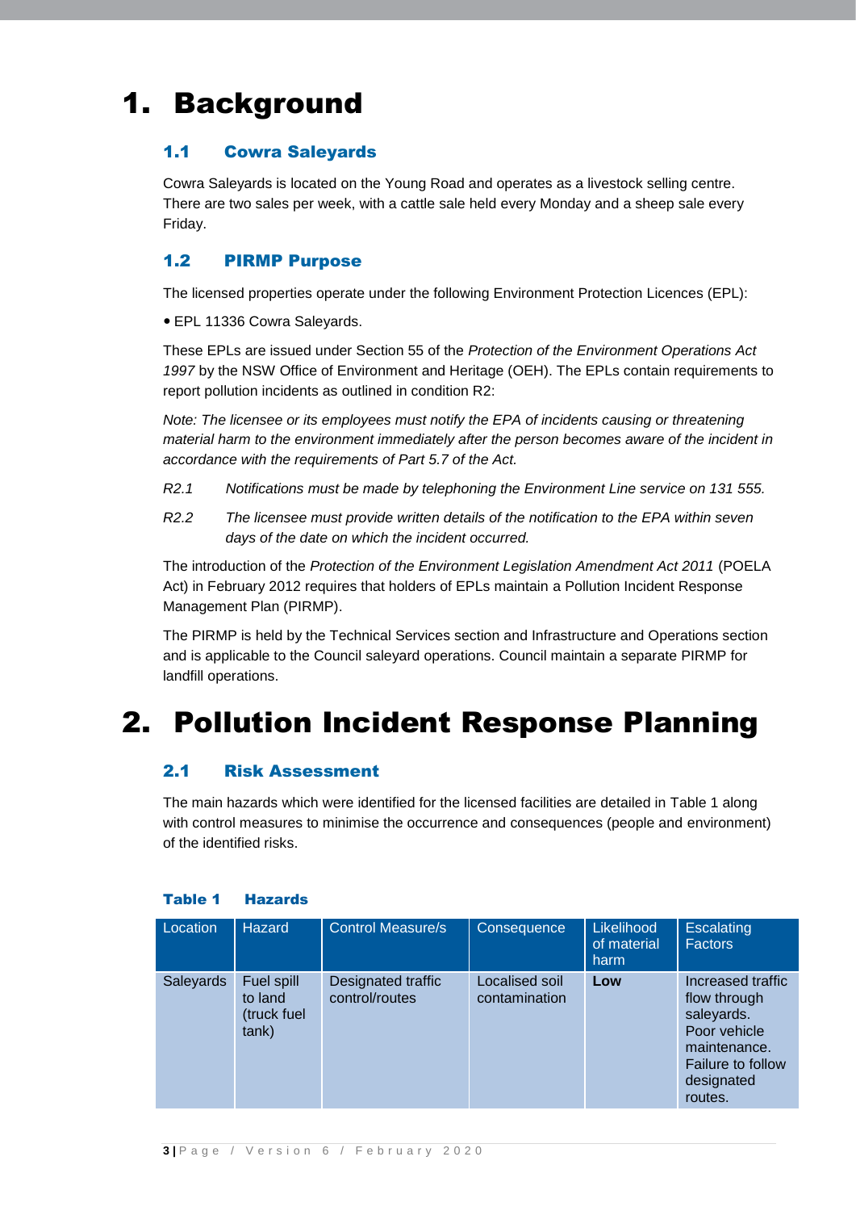# 1. Background

## 1.1 Cowra Saleyards

Cowra Saleyards is located on the Young Road and operates as a livestock selling centre. There are two sales per week, with a cattle sale held every Monday and a sheep sale every Friday.

## 1.2 PIRMP Purpose

The licensed properties operate under the following Environment Protection Licences (EPL):

- EPL 11336 Cowra Saleyards.

These EPLs are issued under Section 55 of the *Protection of the Environment Operations Act 1997* by the NSW Office of Environment and Heritage (OEH). The EPLs contain requirements to report pollution incidents as outlined in condition R2:

*Note: The licensee or its employees must notify the EPA of incidents causing or threatening material harm to the environment immediately after the person becomes aware of the incident in accordance with the requirements of Part 5.7 of the Act.*

*R2.1 Notifications must be made by telephoning the Environment Line service on 131 555.*

*R2.2 The licensee must provide written details of the notification to the EPA within seven days of the date on which the incident occurred.*

The introduction of the *Protection of the Environment Legislation Amendment Act 2011* (POELA Act) in February 2012 requires that holders of EPLs maintain a Pollution Incident Response Management Plan (PIRMP).

The PIRMP is held by the Technical Services section and Infrastructure and Operations section and is applicable to the Council saleyard operations. Council maintain a separate PIRMP for landfill operations.

# 2. Pollution Incident Response Planning

## 2.1 Risk Assessment

The main hazards which were identified for the licensed facilities are detailed in Table 1 along with control measures to minimise the occurrence and consequences (people and environment) of the identified risks.

**Table 1 Hazards**

| Location | Hazard | Control Measure/s | Consequence | Likelihood of material harm | Escalating Factors |
|---|---|---|---|---|---|
| Saleyards | Fuel spill to land (truck fuel tank) | Designated traffic control/routes | Localised soil contamination | **Low** | Increased traffic flow through saleyards. Poor vehicle maintenance. Failure to follow designated routes. |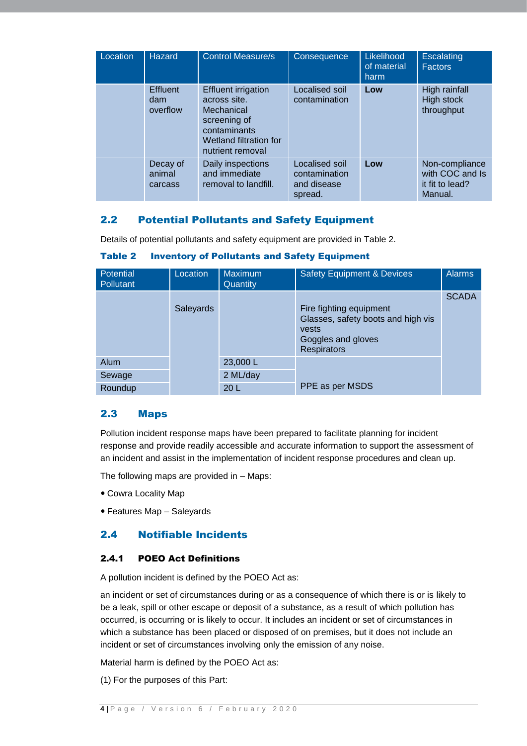| Location | Hazard | Control Measure/s | Consequence | Likelihood of material harm | Escalating Factors |
|---|---|---|---|---|---|
| | Effluent dam overflow | Effluent irrigation across site. Mechanical screening of contaminants Wetland filtration for nutrient removal | Localised soil contamination | **Low** | High rainfall High stock throughput |
| | Decay of animal carcass | Daily inspections and immediate removal to landfill. | Localised soil contamination and disease spread. | **Low** | Non-compliance with COC and Is it fit to lead? Manual. |

## 2.2 Potential Pollutants and Safety Equipment

Details of potential pollutants and safety equipment are provided in Table 2.

**Table 2 Inventory of Pollutants and Safety Equipment**

| Potential Pollutant | Location | Maximum Quantity | Safety Equipment & Devices | Alarms |
|---|---|---|---|---|
| | Saleyards | | Fire fighting equipment<br>Glasses, safety boots and high vis vests<br>Goggles and gloves<br>Respirators | SCADA |
| Alum | | 23,000 L | PPE as per MSDS | |
| Sewage | | 2 ML/day | | |
| Roundup | | 20 L | | |

## 2.3 Maps

Pollution incident response maps have been prepared to facilitate planning for incident response and provide readily accessible and accurate information to support the assessment of an incident and assist in the implementation of incident response procedures and clean up.

The following maps are provided in – Maps:

- Cowra Locality Map
- Features Map – Saleyards

## 2.4 Notifiable Incidents

### 2.4.1 POEO Act Definitions

A pollution incident is defined by the POEO Act as:

an incident or set of circumstances during or as a consequence of which there is or is likely to be a leak, spill or other escape or deposit of a substance, as a result of which pollution has occurred, is occurring or is likely to occur. It includes an incident or set of circumstances in which a substance has been placed or disposed of on premises, but it does not include an incident or set of circumstances involving only the emission of any noise.

Material harm is defined by the POEO Act as:

(1) For the purposes of this Part: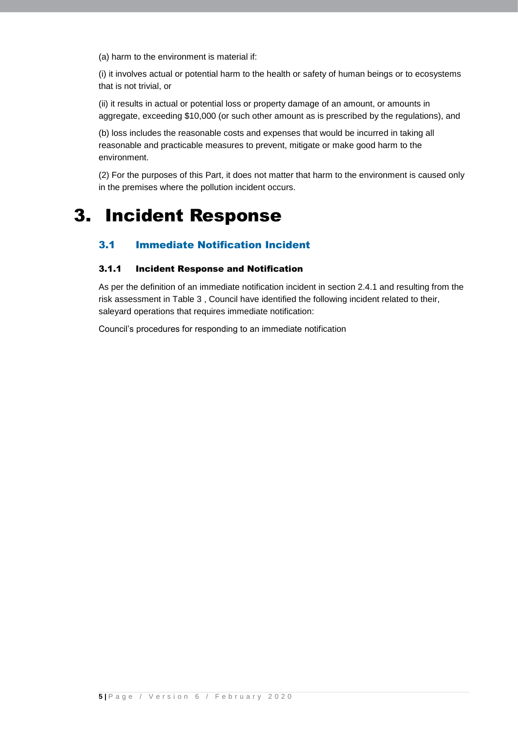(a) harm to the environment is material if:

(i) it involves actual or potential harm to the health or safety of human beings or to ecosystems that is not trivial, or

(ii) it results in actual or potential loss or property damage of an amount, or amounts in aggregate, exceeding $10,000 (or such other amount as is prescribed by the regulations), and

(b) loss includes the reasonable costs and expenses that would be incurred in taking all reasonable and practicable measures to prevent, mitigate or make good harm to the environment.

(2) For the purposes of this Part, it does not matter that harm to the environment is caused only in the premises where the pollution incident occurs.

# 3. Incident Response

## 3.1 Immediate Notification Incident

### 3.1.1 Incident Response and Notification

As per the definition of an immediate notification incident in section 2.4.1 and resulting from the risk assessment in Table 3 , Council have identified the following incident related to their, saleyard operations that requires immediate notification:

Council's procedures for responding to an immediate notification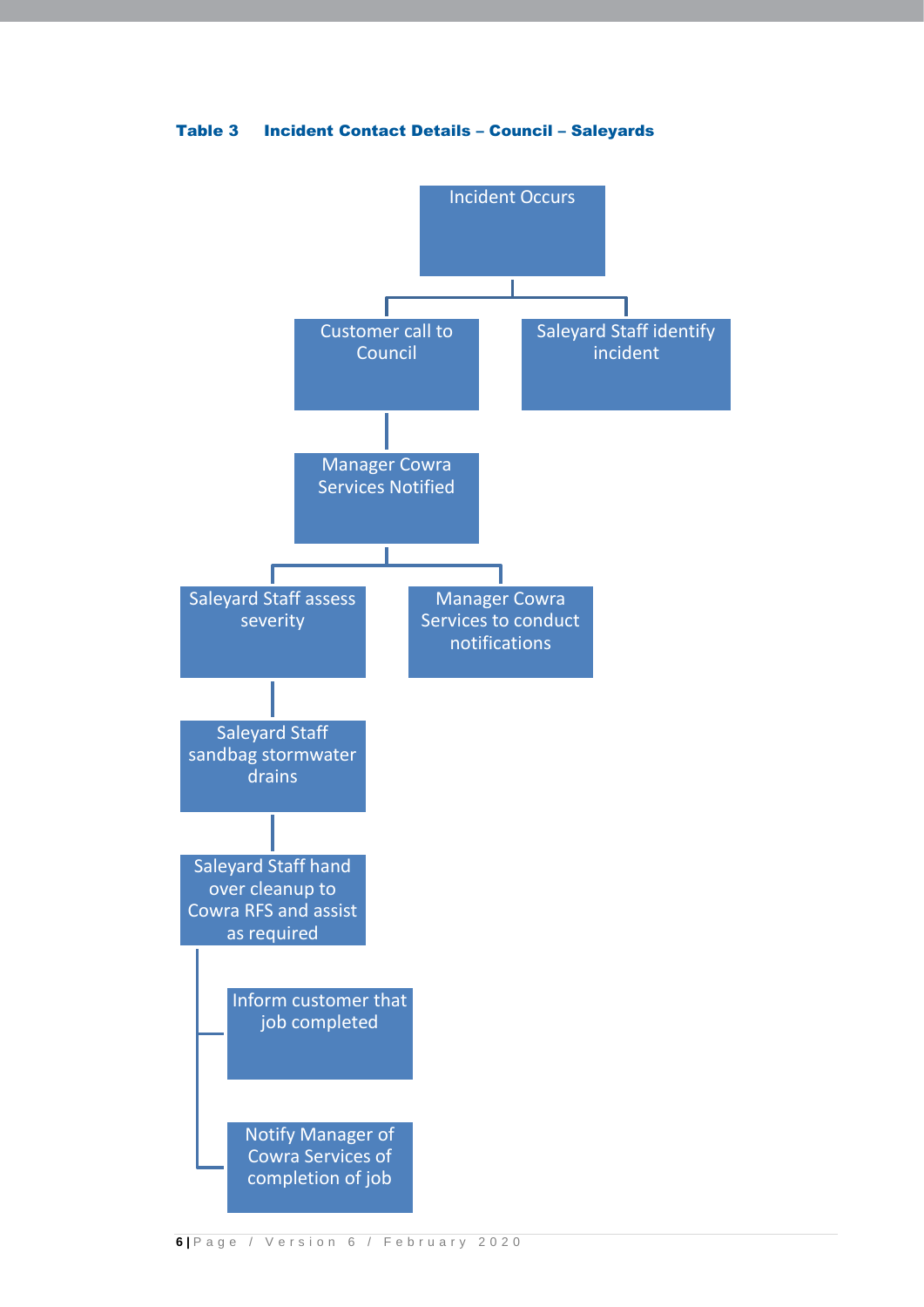**Table 3 Incident Contact Details – Council – Saleyards**

- Incident Occurs
  - Customer call to Council
    - Manager Cowra Services Notified
      - Saleyard Staff assess severity
        - Saleyard Staff sandbag stormwater drains
          - Saleyard Staff hand over cleanup to Cowra RFS and assist as required
            - Inform customer that job completed
            - Notify Manager of Cowra Services of completion of job
      - Manager Cowra Services to conduct notifications
  - Saleyard Staff identify incident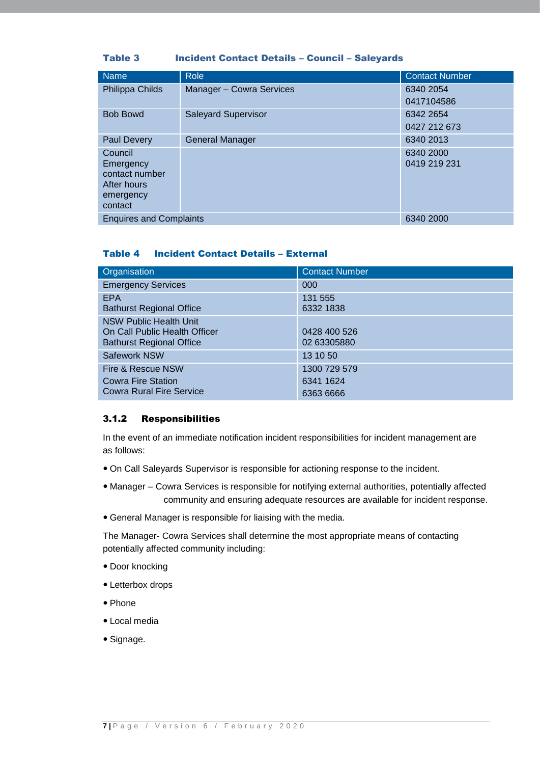**Table 3 Incident Contact Details – Council – Saleyards**

| Name | Role | Contact Number |
|---|---|---|
| Philippa Childs | Manager – Cowra Services | 6340 2054<br>0417104586 |
| Bob Bowd | Saleyard Supervisor | 6342 2654<br>0427 212 673 |
| Paul Devery | General Manager | 6340 2013 |
| Council Emergency contact number After hours emergency contact | | 6340 2000<br>0419 219 231 |
| Enquires and Complaints | | 6340 2000 |

**Table 4 Incident Contact Details – External**

| Organisation | Contact Number |
|---|---|
| Emergency Services | 000 |
| EPA<br>Bathurst Regional Office | 131 555<br>6332 1838 |
| NSW Public Health Unit<br>On Call Public Health Officer<br>Bathurst Regional Office | <br>0428 400 526<br>02 63305880 |
| Safework NSW | 13 10 50 |
| Fire & Rescue NSW<br>Cowra Fire Station<br>Cowra Rural Fire Service | 1300 729 579<br>6341 1624<br>6363 6666 |

### 3.1.2 Responsibilities

In the event of an immediate notification incident responsibilities for incident management are as follows:

- On Call Saleyards Supervisor is responsible for actioning response to the incident.
- Manager – Cowra Services is responsible for notifying external authorities, potentially affected community and ensuring adequate resources are available for incident response.
- General Manager is responsible for liaising with the media.

The Manager- Cowra Services shall determine the most appropriate means of contacting potentially affected community including:

- Door knocking
- Letterbox drops
- Phone
- Local media
- Signage.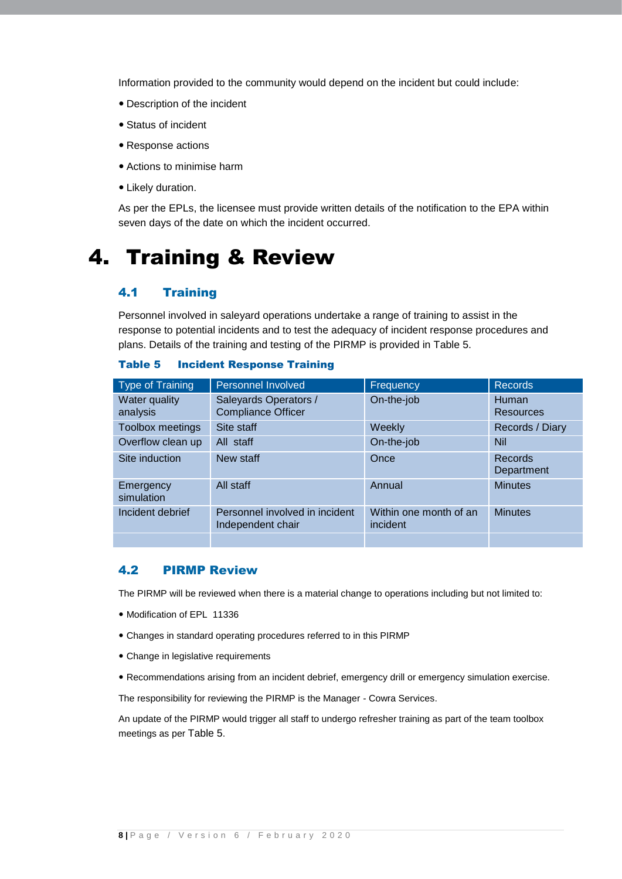Information provided to the community would depend on the incident but could include:

- Description of the incident
- Status of incident
- Response actions
- Actions to minimise harm
- Likely duration.

As per the EPLs, the licensee must provide written details of the notification to the EPA within seven days of the date on which the incident occurred.

# 4. Training & Review

## 4.1 Training

Personnel involved in saleyard operations undertake a range of training to assist in the response to potential incidents and to test the adequacy of incident response procedures and plans. Details of the training and testing of the PIRMP is provided in Table 5.

**Table 5 Incident Response Training**

| Type of Training | Personnel Involved | Frequency | Records |
|---|---|---|---|
| Water quality analysis | Saleyards Operators / Compliance Officer | On-the-job | Human Resources |
| Toolbox meetings | Site staff | Weekly | Records / Diary |
| Overflow clean up | All staff | On-the-job | Nil |
| Site induction | New staff | Once | Records Department |
| Emergency simulation | All staff | Annual | Minutes |
| Incident debrief | Personnel involved in incident Independent chair | Within one month of an incident | Minutes |
| | | | |

## 4.2 PIRMP Review

The PIRMP will be reviewed when there is a material change to operations including but not limited to:

- Modification of EPL 11336
- Changes in standard operating procedures referred to in this PIRMP
- Change in legislative requirements
- Recommendations arising from an incident debrief, emergency drill or emergency simulation exercise.

The responsibility for reviewing the PIRMP is the Manager - Cowra Services.

An update of the PIRMP would trigger all staff to undergo refresher training as part of the team toolbox meetings as per Table 5.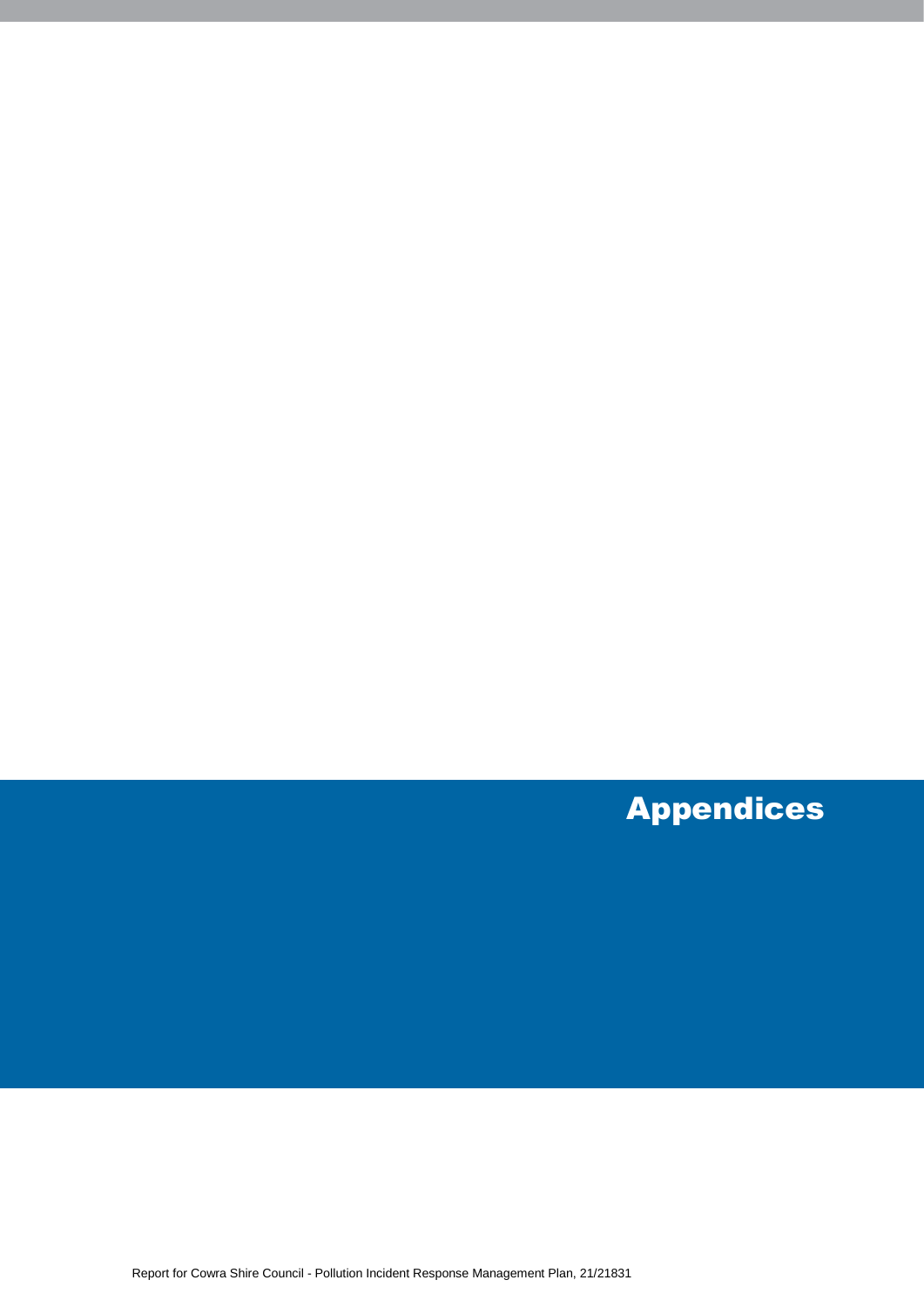# Appendices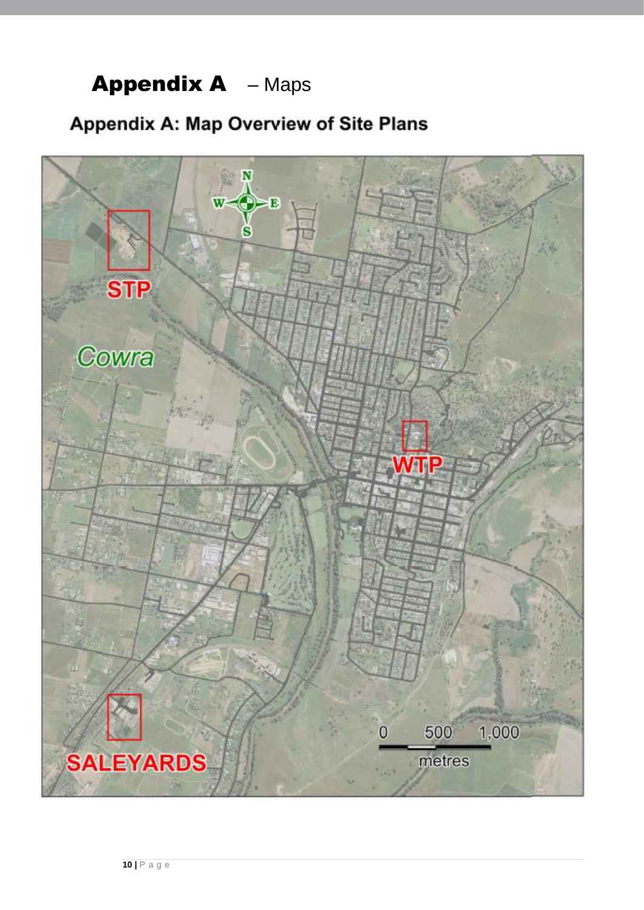# Appendix A – Maps

## Appendix A: Map Overview of Site Plans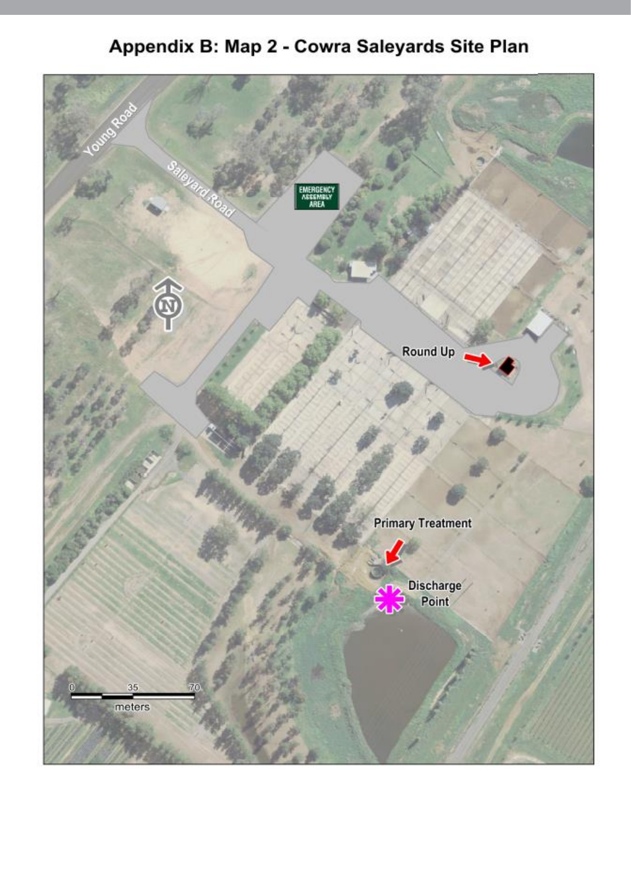# Appendix B: Map 2 - Cowra Saleyards Site Plan

Young Road

Saleyard Road

EMERGENCY ASSEMBLY AREA

N

Round Up

Primary Treatment

Discharge Point

0 35 70
meters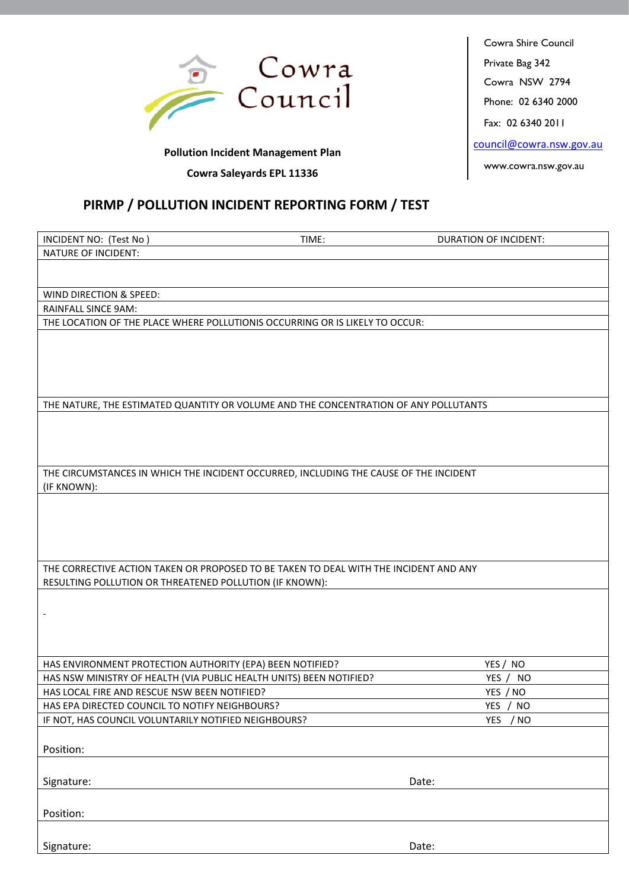Cowra Council

Cowra Shire Council
Private Bag 342
Cowra NSW 2794
Phone: 02 6340 2000
Fax: 02 6340 2011
council@cowra.nsw.gov.au
www.cowra.nsw.gov.au

**Pollution Incident Management Plan**

**Cowra Saleyards EPL 11336**

## PIRMP / POLLUTION INCIDENT REPORTING FORM / TEST

| INCIDENT NO: (Test No ) | TIME: | DURATION OF INCIDENT: |
|---|---|---|
| NATURE OF INCIDENT: | | |
| | | |
| WIND DIRECTION & SPEED: | | |
| RAINFALL SINCE 9AM: | | |
| THE LOCATION OF THE PLACE WHERE POLLUTIONIS OCCURRING OR IS LIKELY TO OCCUR: | | |
| | | |
| THE NATURE, THE ESTIMATED QUANTITY OR VOLUME AND THE CONCENTRATION OF ANY POLLUTANTS | | |
| | | |
| THE CIRCUMSTANCES IN WHICH THE INCIDENT OCCURRED, INCLUDING THE CAUSE OF THE INCIDENT (IF KNOWN): | | |
| | | |
| THE CORRECTIVE ACTION TAKEN OR PROPOSED TO BE TAKEN TO DEAL WITH THE INCIDENT AND ANY RESULTING POLLUTION OR THREATENED POLLUTION (IF KNOWN): | | |
| - | | |
| HAS ENVIRONMENT PROTECTION AUTHORITY (EPA) BEEN NOTIFIED? | | YES / NO |
| HAS NSW MINISTRY OF HEALTH (VIA PUBLIC HEALTH UNITS) BEEN NOTIFIED? | | YES / NO |
| HAS LOCAL FIRE AND RESCUE NSW BEEN NOTIFIED? | | YES / NO |
| HAS EPA DIRECTED COUNCIL TO NOTIFY NEIGHBOURS? | | YES / NO |
| IF NOT, HAS COUNCIL VOLUNTARILY NOTIFIED NEIGHBOURS? | | YES / NO |
| Position: | | |
| Signature: | Date: | |
| Position: | | |
| Signature: | Date: | |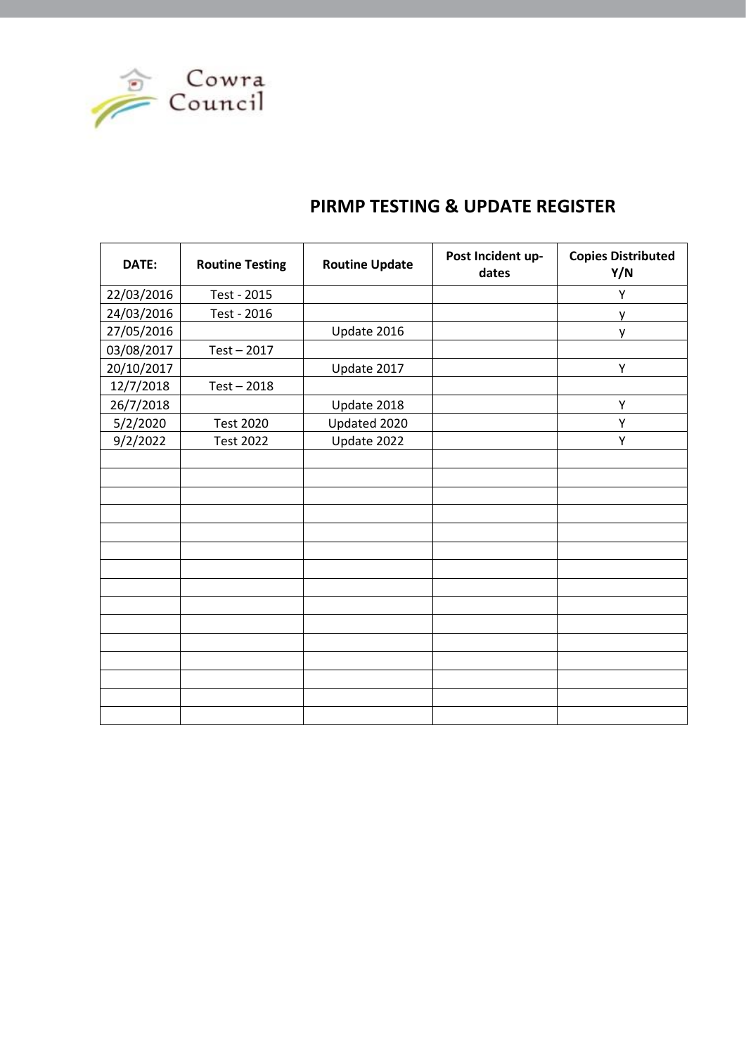Cowra Council

## PIRMP TESTING & UPDATE REGISTER

| DATE: | Routine Testing | Routine Update | Post Incident up-dates | Copies Distributed Y/N |
|---|---|---|---|---|
| 22/03/2016 | Test - 2015 | | | Y |
| 24/03/2016 | Test - 2016 | | | y |
| 27/05/2016 | | Update 2016 | | y |
| 03/08/2017 | Test – 2017 | | | |
| 20/10/2017 | | Update 2017 | | Y |
| 12/7/2018 | Test – 2018 | | | |
| 26/7/2018 | | Update 2018 | | Y |
| 5/2/2020 | Test 2020 | Updated 2020 | | Y |
| 9/2/2022 | Test 2022 | Update 2022 | | Y |
| | | | | |
| | | | | |
| | | | | |
| | | | | |
| | | | | |
| | | | | |
| | | | | |
| | | | | |
| | | | | |
| | | | | |
| | | | | |
| | | | | |
| | | | | |
| | | | | |
| | | | | |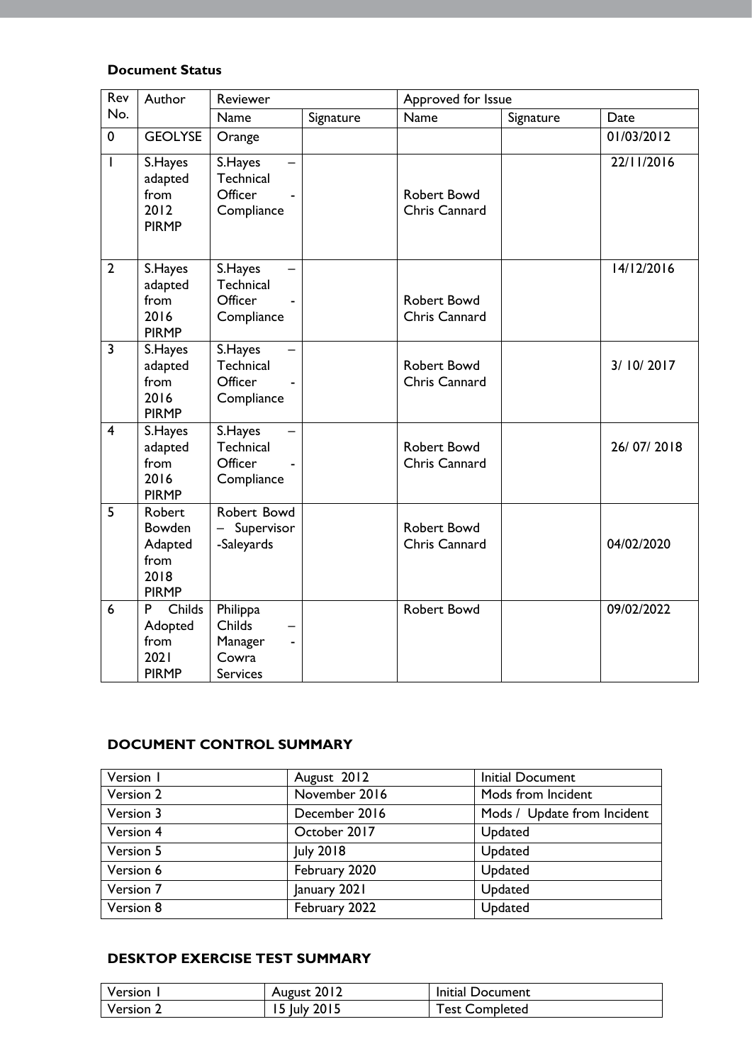**Document Status**

| Rev No. | Author | Reviewer | | Approved for Issue | | |
|---|---|---|---|---|---|---|
| | | Name | Signature | Name | Signature | Date |
| 0 | GEOLYSE | Orange | | | | 01/03/2012 |
| 1 | S.Hayes adapted from 2012 PIRMP | S.Hayes – Technical Officer - Compliance | | Robert Bowd Chris Cannard | | 22/11/2016 |
| 2 | S.Hayes adapted from 2016 PIRMP | S.Hayes – Technical Officer - Compliance | | Robert Bowd Chris Cannard | | 14/12/2016 |
| 3 | S.Hayes adapted from 2016 PIRMP | S.Hayes – Technical Officer - Compliance | | Robert Bowd Chris Cannard | | 3/ 10/ 2017 |
| 4 | S.Hayes adapted from 2016 PIRMP | S.Hayes – Technical Officer - Compliance | | Robert Bowd Chris Cannard | | 26/ 07/ 2018 |
| 5 | Robert Bowden Adapted from 2018 PIRMP | Robert Bowd – Supervisor -Saleyards | | Robert Bowd Chris Cannard | | 04/02/2020 |
| 6 | P Childs Adopted from 2021 PIRMP | Philippa Childs – Manager - Cowra Services | | Robert Bowd | | 09/02/2022 |

**DOCUMENT CONTROL SUMMARY**

| Version 1 | August 2012 | Initial Document |
|---|---|---|
| Version 2 | November 2016 | Mods from Incident |
| Version 3 | December 2016 | Mods / Update from Incident |
| Version 4 | October 2017 | Updated |
| Version 5 | July 2018 | Updated |
| Version 6 | February 2020 | Updated |
| Version 7 | January 2021 | Updated |
| Version 8 | February 2022 | Updated |

**DESKTOP EXERCISE TEST SUMMARY**

| Version 1 | August 2012 | Initial Document |
|---|---|---|
| Version 2 | 15 July 2015 | Test Completed |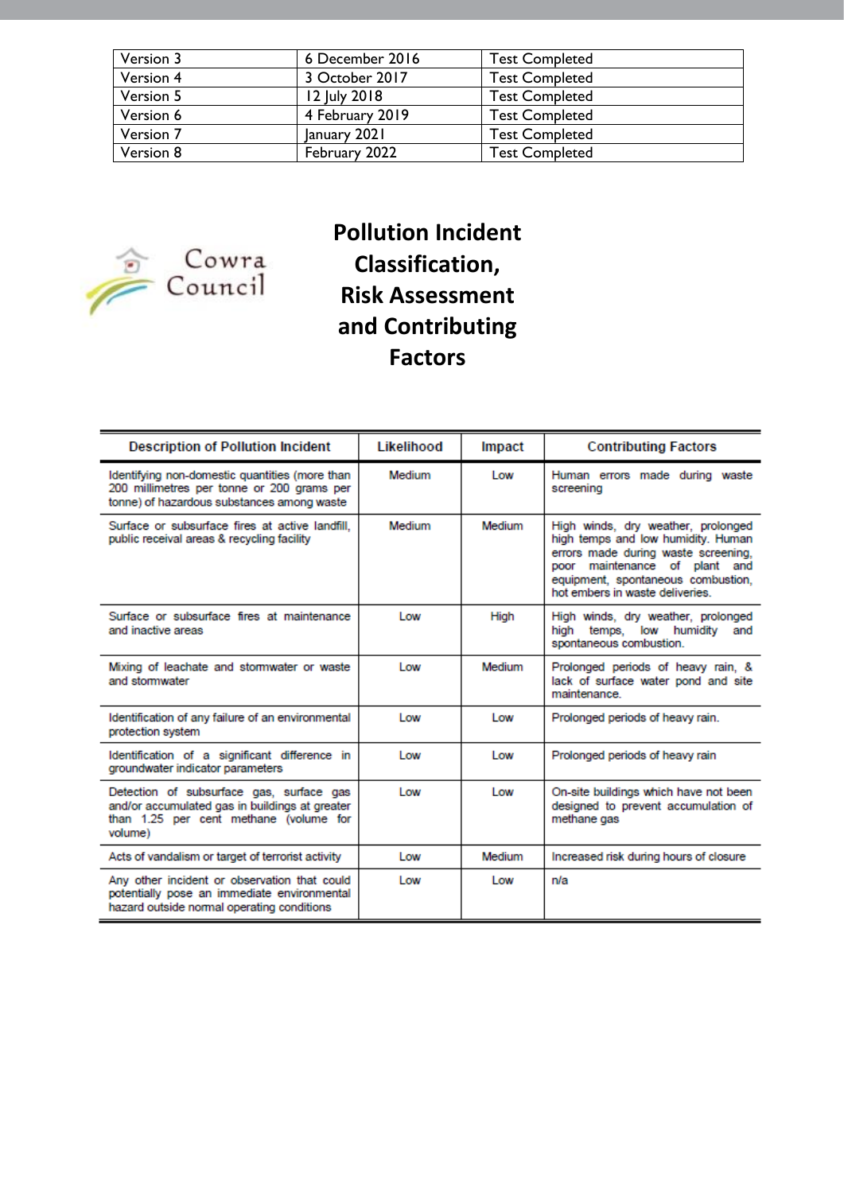| | | |
|---|---|---|
| Version 3 | 6 December 2016 | Test Completed |
| Version 4 | 3 October 2017 | Test Completed |
| Version 5 | 12 July 2018 | Test Completed |
| Version 6 | 4 February 2019 | Test Completed |
| Version 7 | January 2021 | Test Completed |
| Version 8 | February 2022 | Test Completed |

Cowra Council

# Pollution Incident Classification, Risk Assessment and Contributing Factors

| Description of Pollution Incident | Likelihood | Impact | Contributing Factors |
|---|---|---|---|
| Identifying non-domestic quantities (more than 200 millimetres per tonne or 200 grams per tonne) of hazardous substances among waste | Medium | Low | Human errors made during waste screening |
| Surface or subsurface fires at active landfill, public receival areas & recycling facility | Medium | Medium | High winds, dry weather, prolonged high temps and low humidity. Human errors made during waste screening, poor maintenance of plant and equipment, spontaneous combustion, hot embers in waste deliveries. |
| Surface or subsurface fires at maintenance and inactive areas | Low | High | High winds, dry weather, prolonged high temps, low humidity and spontaneous combustion. |
| Mixing of leachate and stormwater or waste and stormwater | Low | Medium | Prolonged periods of heavy rain, & lack of surface water pond and site maintenance. |
| Identification of any failure of an environmental protection system | Low | Low | Prolonged periods of heavy rain. |
| Identification of a significant difference in groundwater indicator parameters | Low | Low | Prolonged periods of heavy rain |
| Detection of subsurface gas, surface gas and/or accumulated gas in buildings at greater than 1.25 per cent methane (volume for volume) | Low | Low | On-site buildings which have not been designed to prevent accumulation of methane gas |
| Acts of vandalism or target of terrorist activity | Low | Medium | Increased risk during hours of closure |
| Any other incident or observation that could potentially pose an immediate environmental hazard outside normal operating conditions | Low | Low | n/a |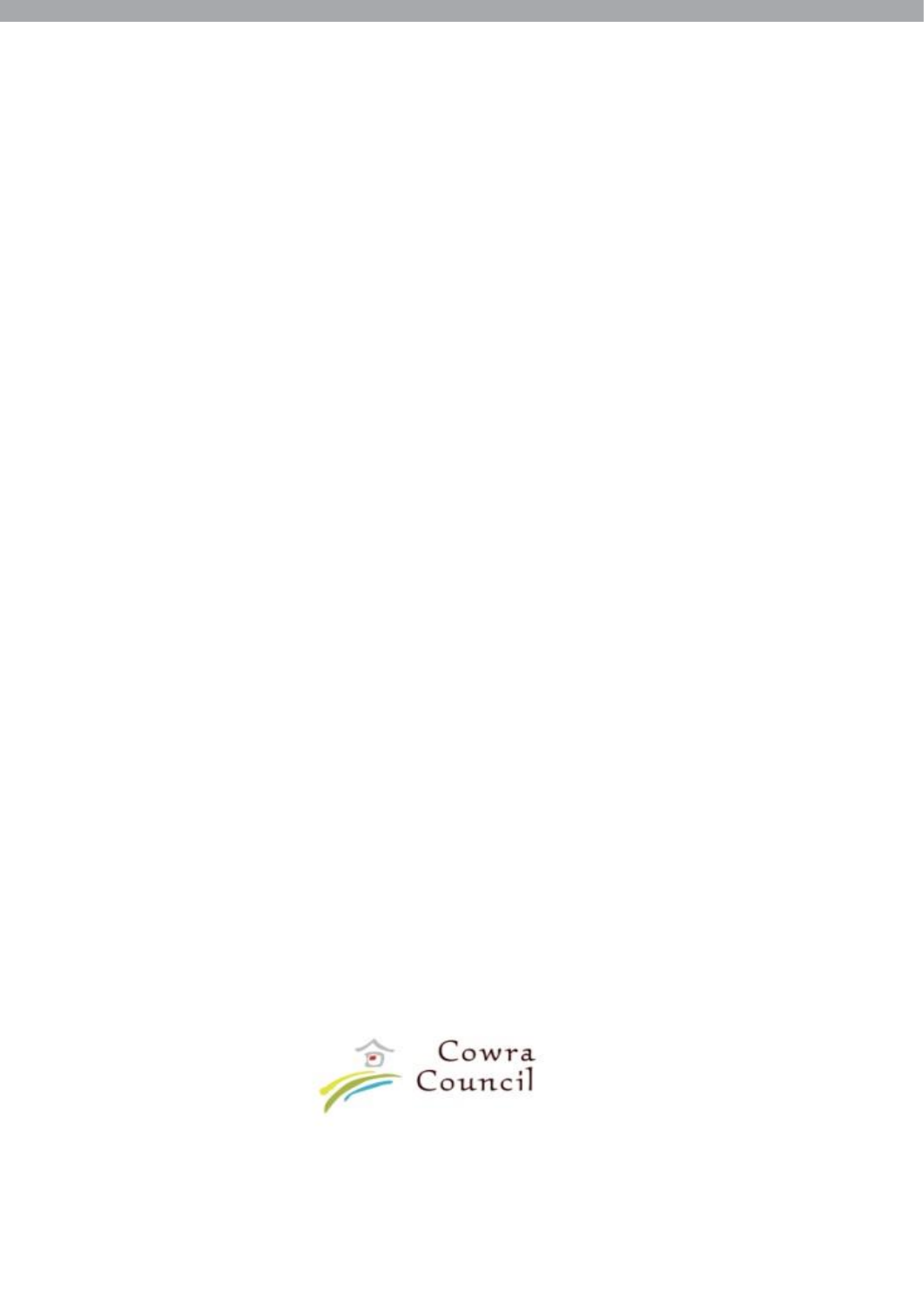Cowra Council